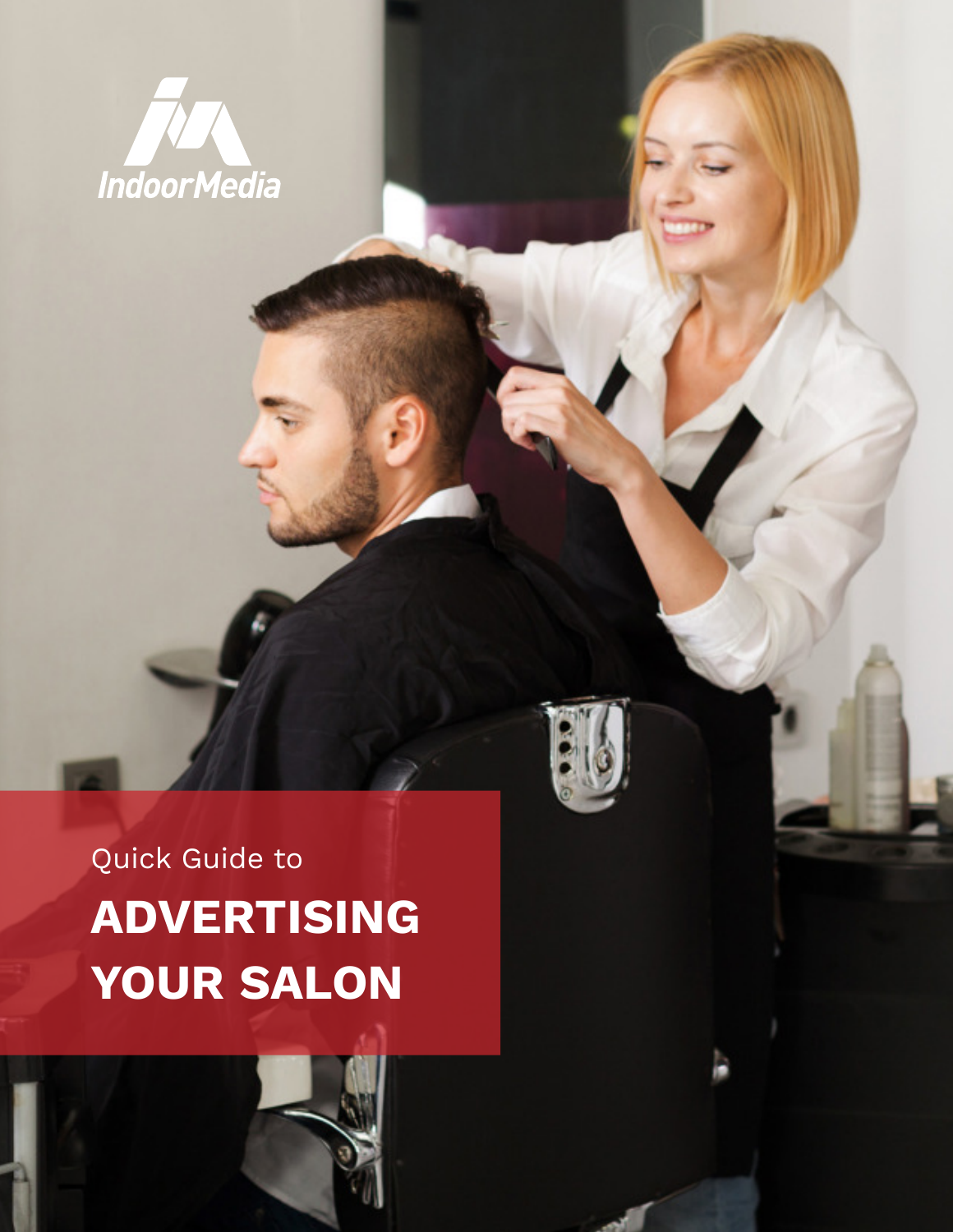IndoorMedia

Quick Guide to

# ADVERTISING YOUR SALON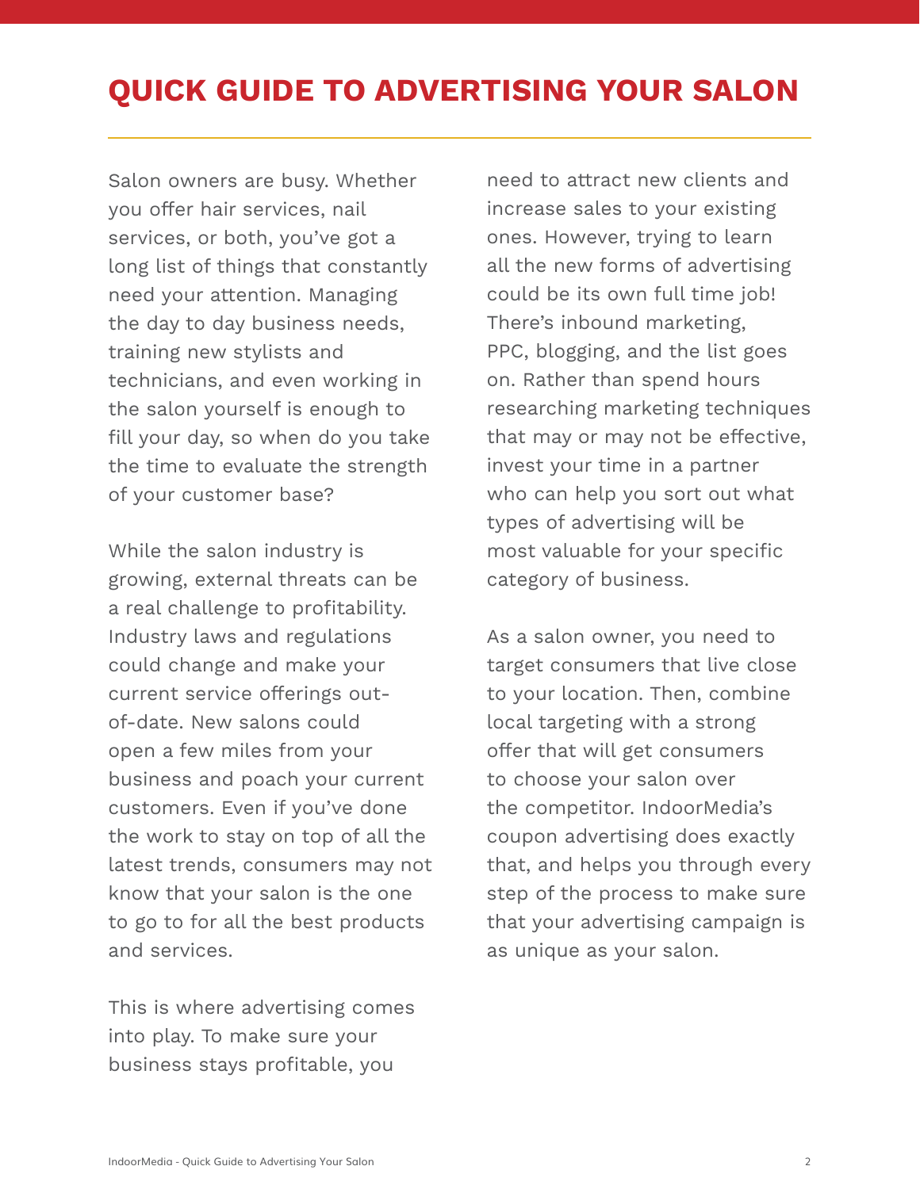# QUICK GUIDE TO ADVERTISING YOUR SALON

Salon owners are busy. Whether you offer hair services, nail services, or both, you've got a long list of things that constantly need your attention. Managing the day to day business needs, training new stylists and technicians, and even working in the salon yourself is enough to fill your day, so when do you take the time to evaluate the strength of your customer base?

While the salon industry is growing, external threats can be a real challenge to profitability. Industry laws and regulations could change and make your current service offerings out-of-date. New salons could open a few miles from your business and poach your current customers. Even if you've done the work to stay on top of all the latest trends, consumers may not know that your salon is the one to go to for all the best products and services.

This is where advertising comes into play. To make sure your business stays profitable, you need to attract new clients and increase sales to your existing ones. However, trying to learn all the new forms of advertising could be its own full time job! There's inbound marketing, PPC, blogging, and the list goes on. Rather than spend hours researching marketing techniques that may or may not be effective, invest your time in a partner who can help you sort out what types of advertising will be most valuable for your specific category of business.

As a salon owner, you need to target consumers that live close to your location. Then, combine local targeting with a strong offer that will get consumers to choose your salon over the competitor. IndoorMedia's coupon advertising does exactly that, and helps you through every step of the process to make sure that your advertising campaign is as unique as your salon.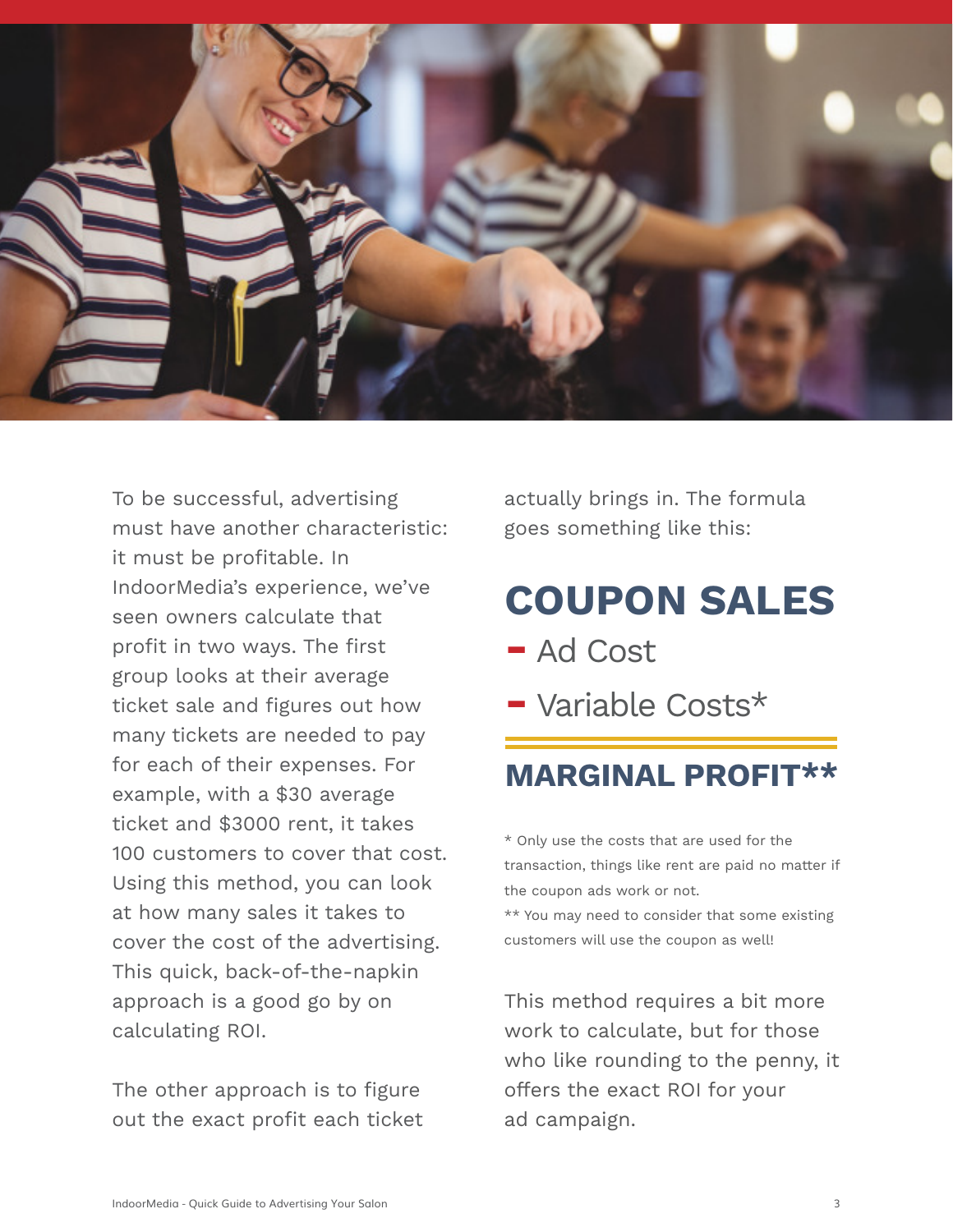To be successful, advertising must have another characteristic: it must be profitable. In IndoorMedia's experience, we've seen owners calculate that profit in two ways. The first group looks at their average ticket sale and figures out how many tickets are needed to pay for each of their expenses. For example, with a $30 average ticket and $3000 rent, it takes 100 customers to cover that cost. Using this method, you can look at how many sales it takes to cover the cost of the advertising. This quick, back-of-the-napkin approach is a good go by on calculating ROI.

The other approach is to figure out the exact profit each ticket actually brings in. The formula goes something like this:

**COUPON SALES**

**–** Ad Cost

**–** Variable Costs*

---

**MARGINAL PROFIT****

\* Only use the costs that are used for the transaction, things like rent are paid no matter if the coupon ads work or not.

** You may need to consider that some existing customers will use the coupon as well!

This method requires a bit more work to calculate, but for those who like rounding to the penny, it offers the exact ROI for your ad campaign.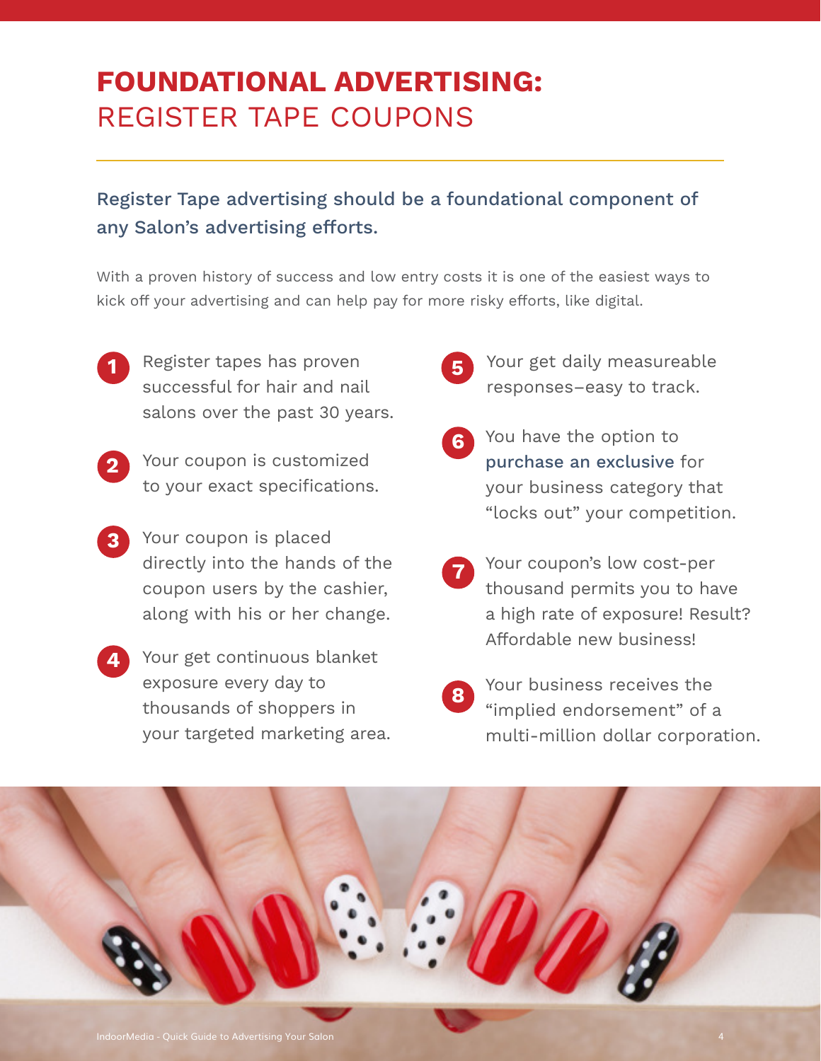# **FOUNDATIONAL ADVERTISING:** REGISTER TAPE COUPONS

**Register Tape advertising should be a foundational component of any Salon's advertising efforts.**

With a proven history of success and low entry costs it is one of the easiest ways to kick off your advertising and can help pay for more risky efforts, like digital.

1. Register tapes has proven successful for hair and nail salons over the past 30 years.
2. Your coupon is customized to your exact specifications.
3. Your coupon is placed directly into the hands of the coupon users by the cashier, along with his or her change.
4. Your get continuous blanket exposure every day to thousands of shoppers in your targeted marketing area.
5. Your get daily measureable responses–easy to track.
6. You have the option to purchase an exclusive for your business category that "locks out" your competition.
7. Your coupon's low cost-per thousand permits you to have a high rate of exposure! Result? Affordable new business!
8. Your business receives the "implied endorsement" of a multi-million dollar corporation.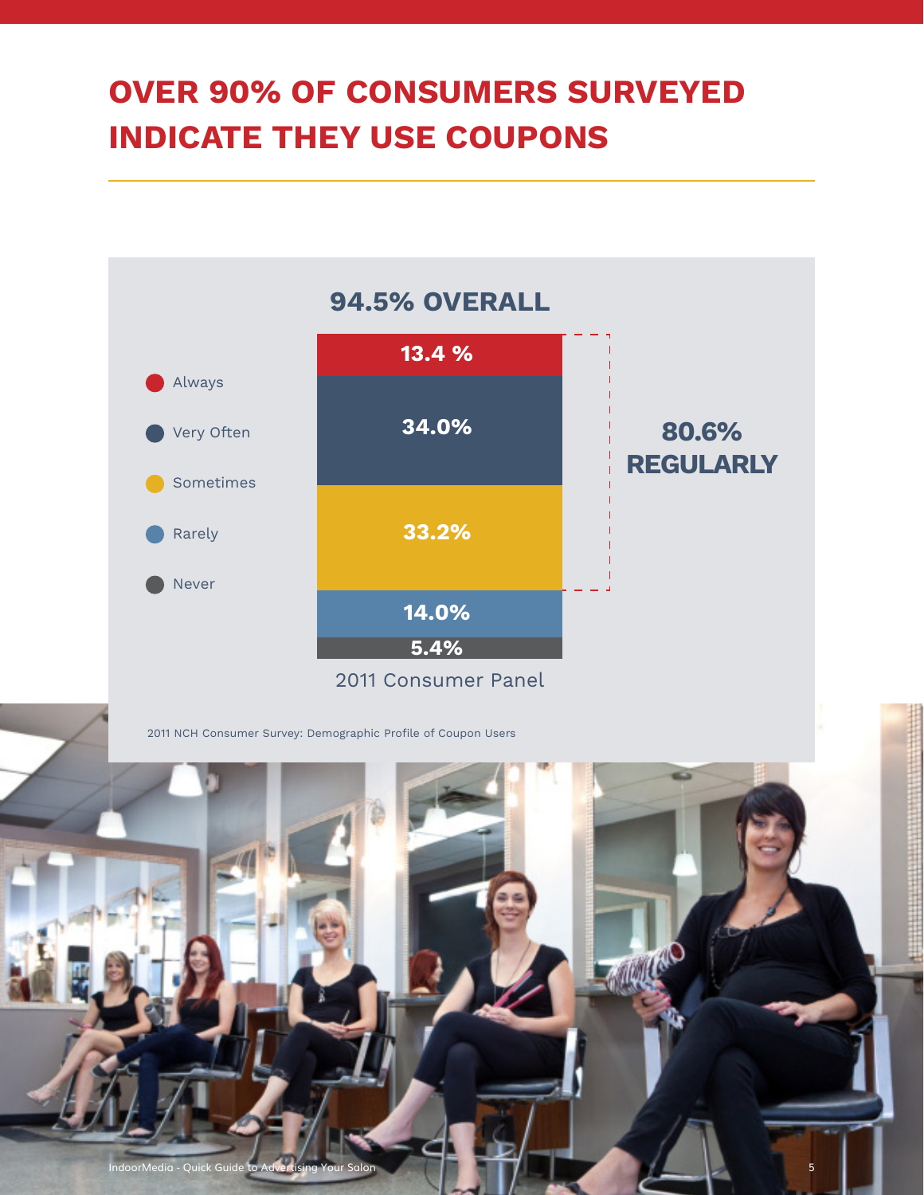# OVER 90% OF CONSUMERS SURVEYED INDICATE THEY USE COUPONS

**94.5% OVERALL**

| Frequency | Percentage |
| --- | --- |
| Always | 13.4 % |
| Very Often | 34.0% |
| Sometimes | 33.2% |
| Rarely | 14.0% |
| Never | 5.4% |

**80.6% REGULARLY**

2011 Consumer Panel

2011 NCH Consumer Survey: Demographic Profile of Coupon Users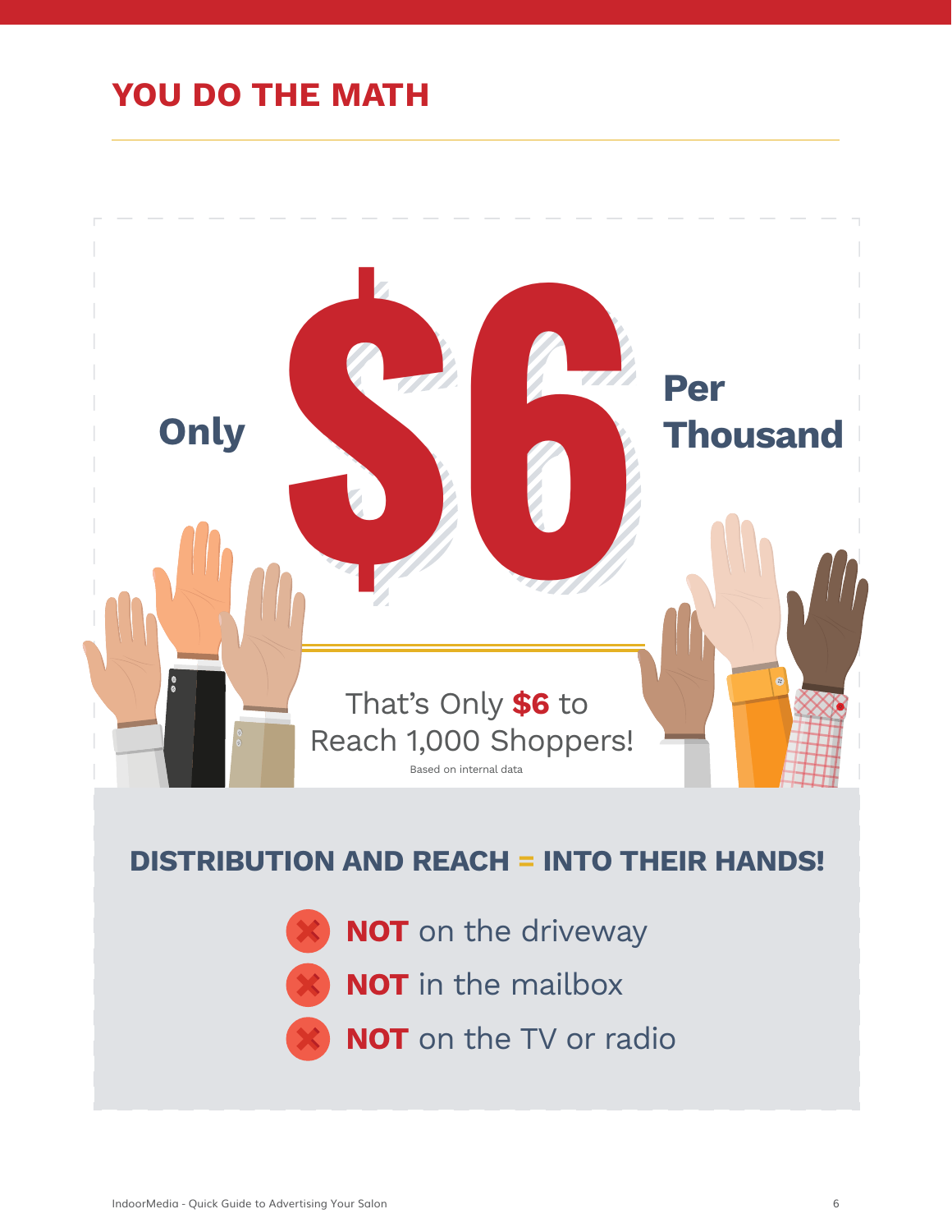# YOU DO THE MATH

Only **$6** Per Thousand

That's Only **$6** to Reach 1,000 Shoppers!

Based on internal data

## DISTRIBUTION AND REACH = INTO THEIR HANDS!

- **NOT** on the driveway
- **NOT** in the mailbox
- **NOT** on the TV or radio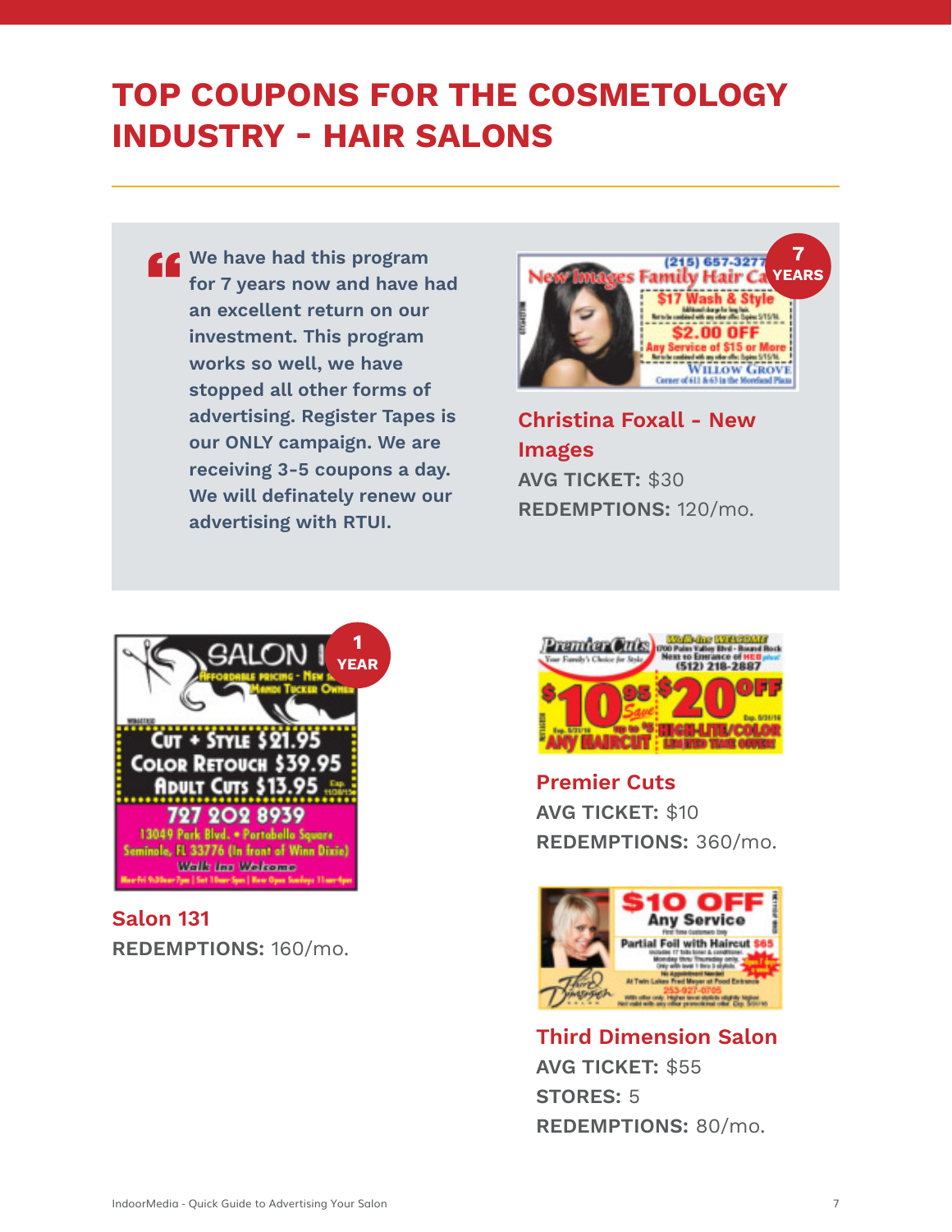# TOP COUPONS FOR THE COSMETOLOGY INDUSTRY - HAIR SALONS

> We have had this program for 7 years now and have had an excellent return on our investment. This program works so well, we have stopped all other forms of advertising. Register Tapes is our ONLY campaign. We are receiving 3-5 coupons a day. We will definately renew our advertising with RTUI.

**7 YEARS**

## Christina Foxall - New Images

**AVG TICKET:** $30

**REDEMPTIONS:** 120/mo.

**1 YEAR**

## Salon 131

**REDEMPTIONS:** 160/mo.

## Premier Cuts

**AVG TICKET:** $10

**REDEMPTIONS:** 360/mo.

## Third Dimension Salon

**AVG TICKET:** $55

**STORES:** 5

**REDEMPTIONS:** 80/mo.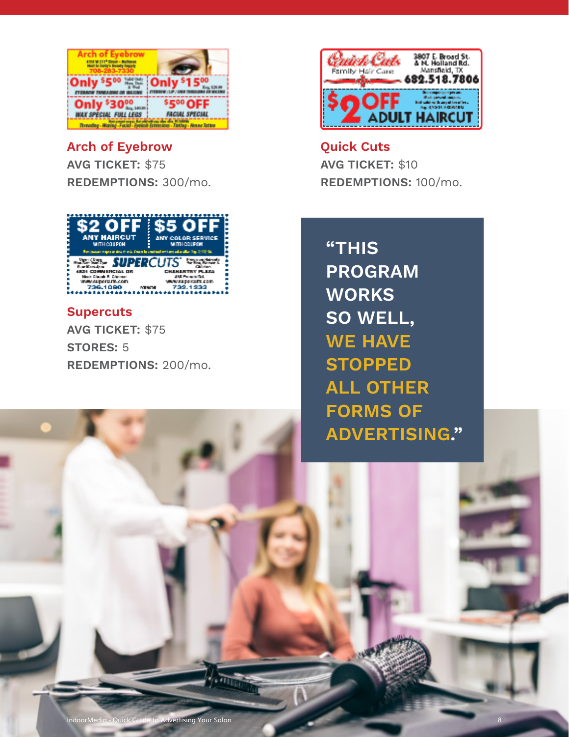**Arch of Eyebrow**

**AVG TICKET:** $75

**REDEMPTIONS:** 300/mo.

**Quick Cuts**

**AVG TICKET:** $10

**REDEMPTIONS:** 100/mo.

**Supercuts**

**AVG TICKET:** $75

**STORES:** 5

**REDEMPTIONS:** 200/mo.

> **"THIS PROGRAM WORKS SO WELL, WE HAVE STOPPED ALL OTHER FORMS OF ADVERTISING."**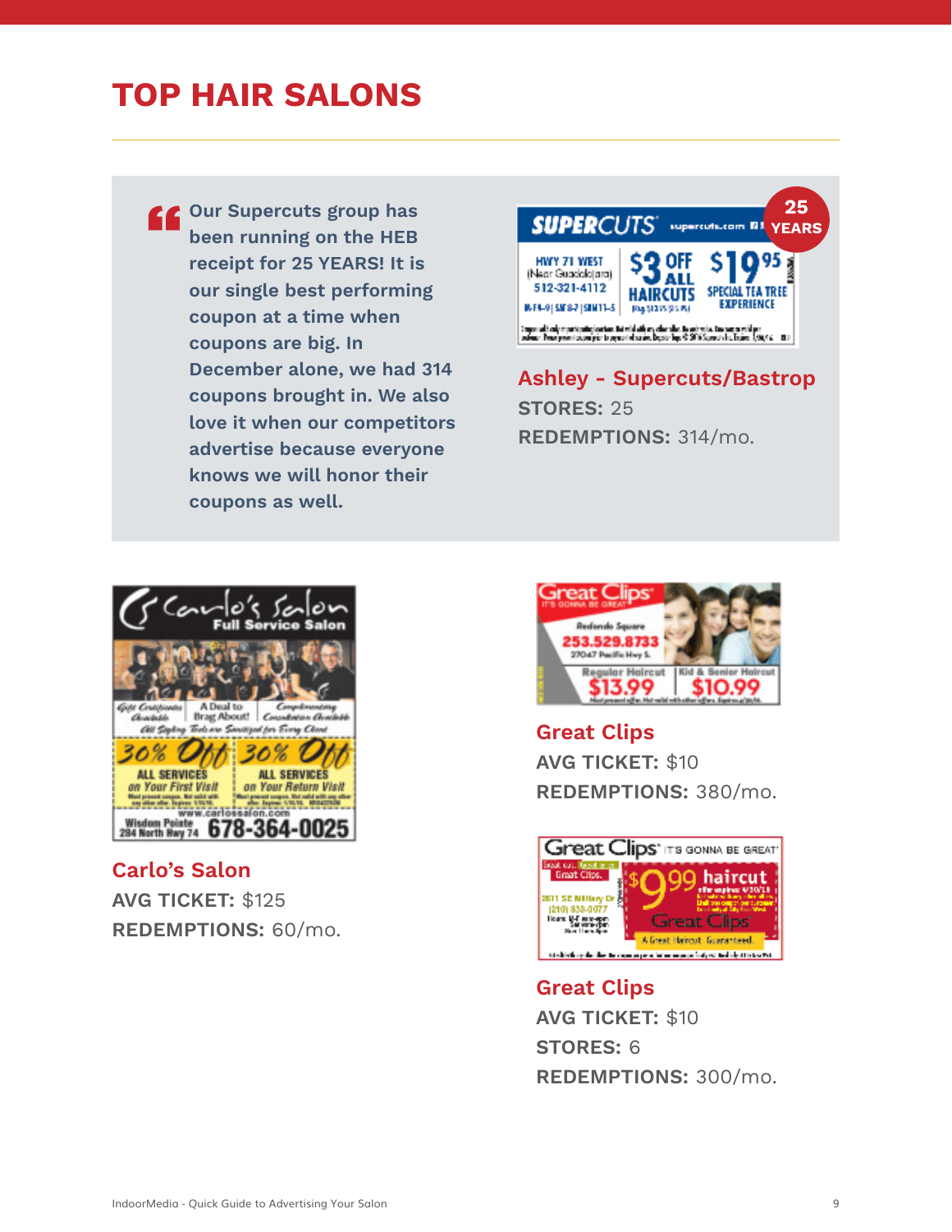# TOP HAIR SALONS

> Our Supercuts group has been running on the HEB receipt for 25 YEARS! It is our single best performing coupon at a time when coupons are big. In December alone, we had 314 coupons brought in. We also love it when our competitors advertise because everyone knows we will honor their coupons as well.

**Ashley - Supercuts/Bastrop**
**STORES:** 25
**REDEMPTIONS:** 314/mo.

**Carlo's Salon**
**AVG TICKET:** $125
**REDEMPTIONS:** 60/mo.

**Great Clips**
**AVG TICKET:** $10
**REDEMPTIONS:** 380/mo.

**Great Clips**
**AVG TICKET:** $10
**STORES:** 6
**REDEMPTIONS:** 300/mo.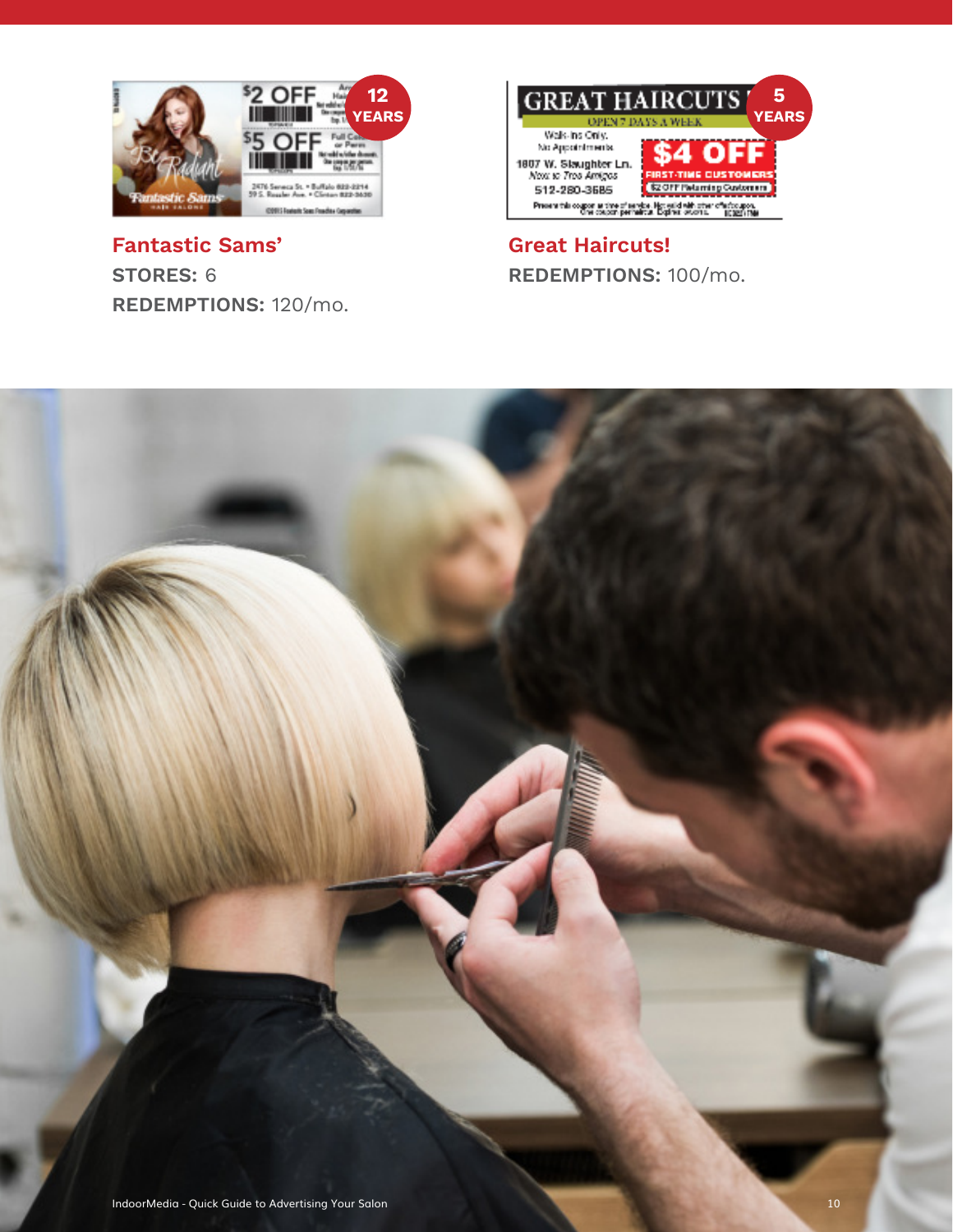**Fantastic Sams'**
**STORES:** 6
**REDEMPTIONS:** 120/mo.

**Great Haircuts!**
**REDEMPTIONS:** 100/mo.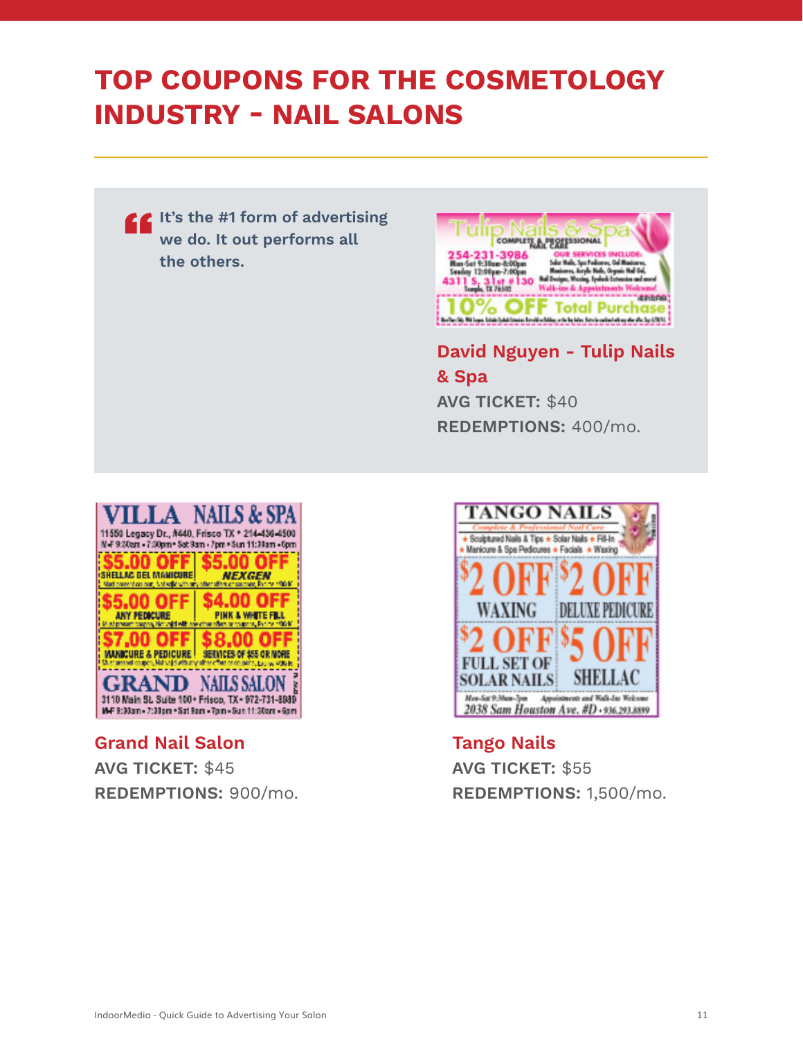# TOP COUPONS FOR THE COSMETOLOGY INDUSTRY - NAIL SALONS

> **It's the #1 form of advertising we do. It out performs all the others.**

**David Nguyen - Tulip Nails & Spa**

**AVG TICKET:** $40

**REDEMPTIONS:** 400/mo.

**Grand Nail Salon**

**AVG TICKET:** $45

**REDEMPTIONS:** 900/mo.

**Tango Nails**

**AVG TICKET:** $55

**REDEMPTIONS:** 1,500/mo.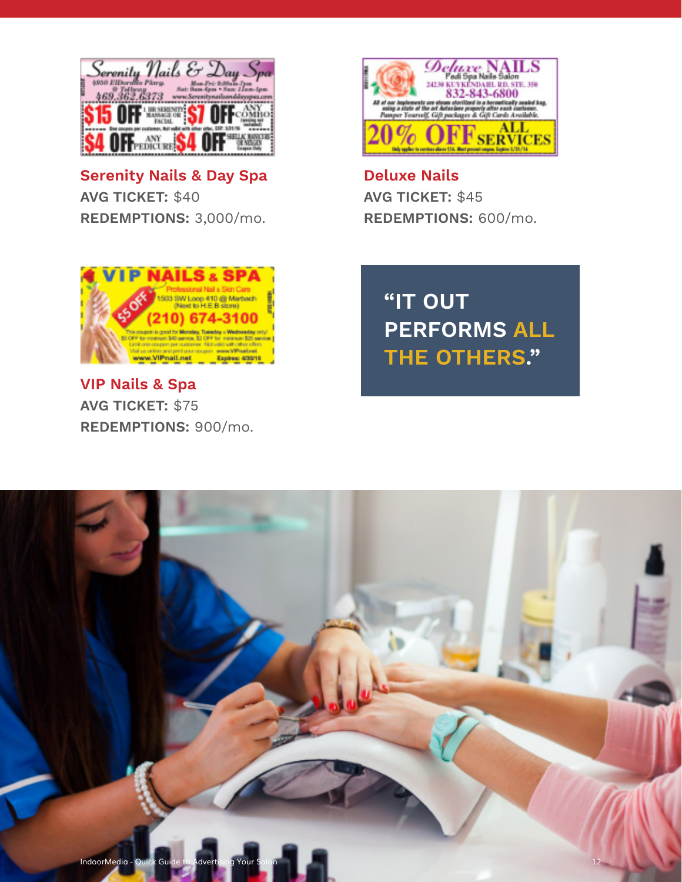**Serenity Nails & Day Spa**

**AVG TICKET:** $40

**REDEMPTIONS:** 3,000/mo.

**Deluxe Nails**

**AVG TICKET:** $45

**REDEMPTIONS:** 600/mo.

**VIP Nails & Spa**

**AVG TICKET:** $75

**REDEMPTIONS:** 900/mo.

**“IT OUT PERFORMS ALL THE OTHERS.”**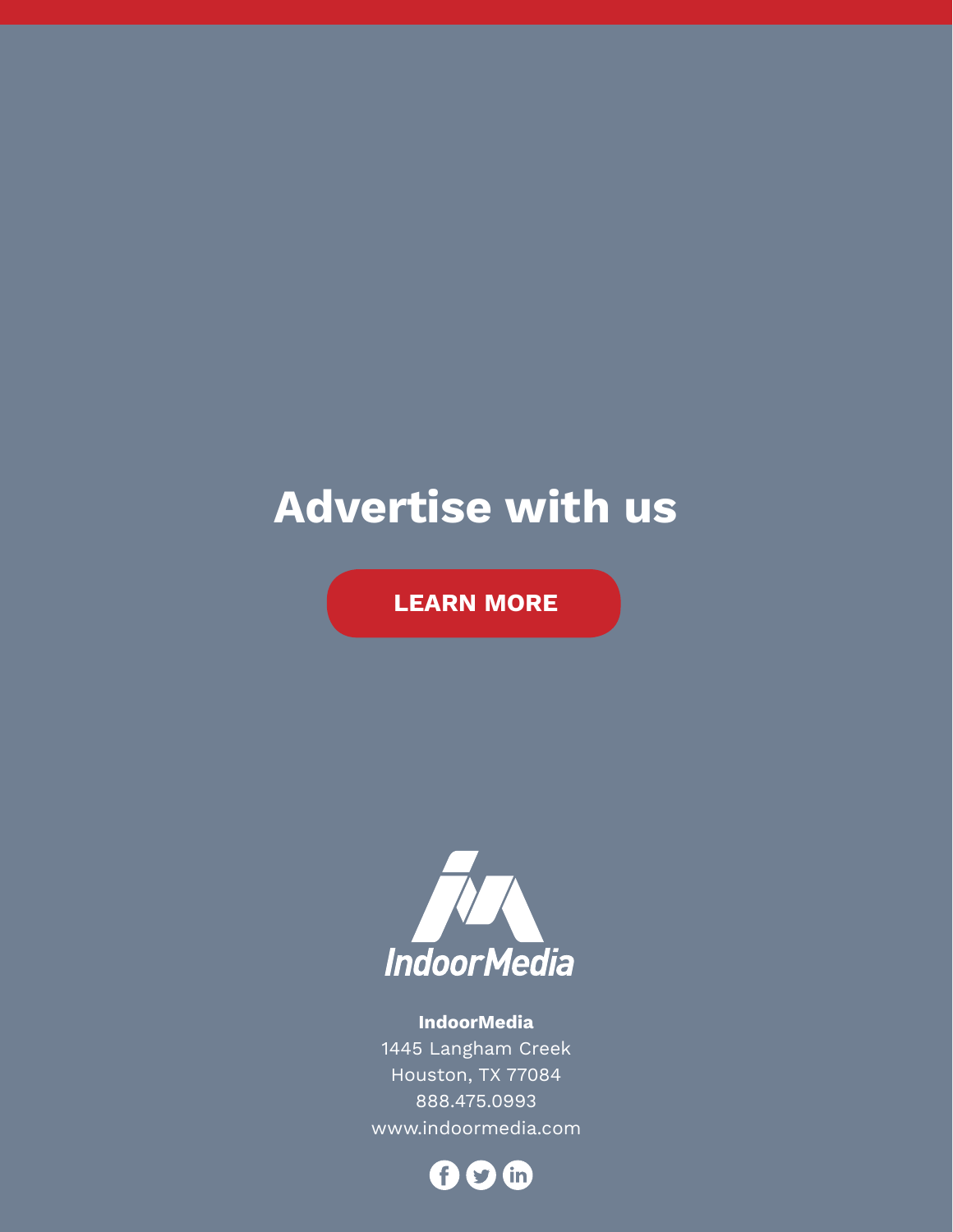# Advertise with us

LEARN MORE

IndoorMedia

**IndoorMedia**
1445 Langham Creek
Houston, TX 77084
888.475.0993
www.indoormedia.com